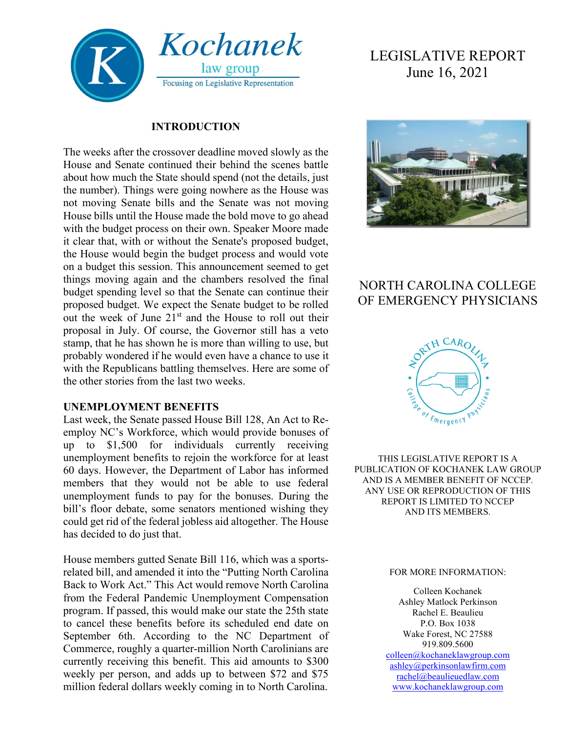Kochanek law group
Focusing on Legislative Representation

# LEGISLATIVE REPORT
June 16, 2021

## NORTH CAROLINA COLLEGE OF EMERGENCY PHYSICIANS

THIS LEGISLATIVE REPORT IS A PUBLICATION OF KOCHANEK LAW GROUP AND IS A MEMBER BENEFIT OF NCCEP. ANY USE OR REPRODUCTION OF THIS REPORT IS LIMITED TO NCCEP AND ITS MEMBERS.

FOR MORE INFORMATION:

Colleen Kochanek
Ashley Matlock Perkinson
Rachel E. Beaulieu
P.O. Box 1038
Wake Forest, NC 27588
919.809.5600
colleen@kochaneklawgroup.com
ashley@perkinsonlawfirm.com
rachel@beaulieuedlaw.com
www.kochaneklawgroup.com

## INTRODUCTION

The weeks after the crossover deadline moved slowly as the House and Senate continued their behind the scenes battle about how much the State should spend (not the details, just the number). Things were going nowhere as the House was not moving Senate bills and the Senate was not moving House bills until the House made the bold move to go ahead with the budget process on their own. Speaker Moore made it clear that, with or without the Senate's proposed budget, the House would begin the budget process and would vote on a budget this session. This announcement seemed to get things moving again and the chambers resolved the final budget spending level so that the Senate can continue their proposed budget. We expect the Senate budget to be rolled out the week of June 21st and the House to roll out their proposal in July. Of course, the Governor still has a veto stamp, that he has shown he is more than willing to use, but probably wondered if he would even have a chance to use it with the Republicans battling themselves. Here are some of the other stories from the last two weeks.

### UNEMPLOYMENT BENEFITS

Last week, the Senate passed House Bill 128, An Act to Re-employ NC's Workforce, which would provide bonuses of up to $1,500 for individuals currently receiving unemployment benefits to rejoin the workforce for at least 60 days. However, the Department of Labor has informed members that they would not be able to use federal unemployment funds to pay for the bonuses. During the bill's floor debate, some senators mentioned wishing they could get rid of the federal jobless aid altogether. The House has decided to do just that.

House members gutted Senate Bill 116, which was a sports-related bill, and amended it into the "Putting North Carolina Back to Work Act." This Act would remove North Carolina from the Federal Pandemic Unemployment Compensation program. If passed, this would make our state the 25th state to cancel these benefits before its scheduled end date on September 6th. According to the NC Department of Commerce, roughly a quarter-million North Carolinians are currently receiving this benefit. This aid amounts to $300 weekly per person, and adds up to between $72 and $75 million federal dollars weekly coming in to North Carolina.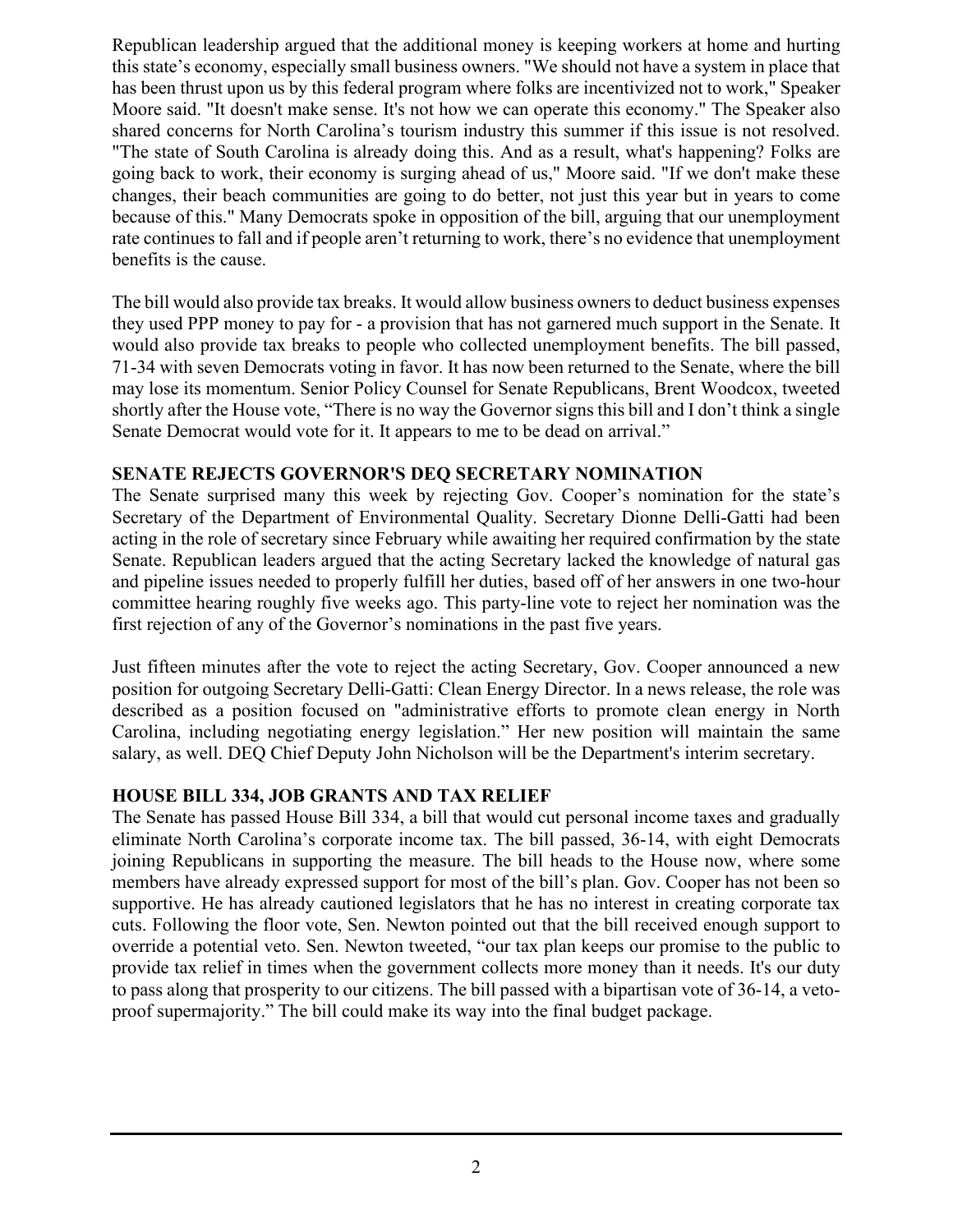Republican leadership argued that the additional money is keeping workers at home and hurting this state's economy, especially small business owners. "We should not have a system in place that has been thrust upon us by this federal program where folks are incentivized not to work," Speaker Moore said. "It doesn't make sense. It's not how we can operate this economy." The Speaker also shared concerns for North Carolina's tourism industry this summer if this issue is not resolved. "The state of South Carolina is already doing this. And as a result, what's happening? Folks are going back to work, their economy is surging ahead of us," Moore said. "If we don't make these changes, their beach communities are going to do better, not just this year but in years to come because of this." Many Democrats spoke in opposition of the bill, arguing that our unemployment rate continues to fall and if people aren't returning to work, there's no evidence that unemployment benefits is the cause.

The bill would also provide tax breaks. It would allow business owners to deduct business expenses they used PPP money to pay for - a provision that has not garnered much support in the Senate. It would also provide tax breaks to people who collected unemployment benefits. The bill passed, 71-34 with seven Democrats voting in favor. It has now been returned to the Senate, where the bill may lose its momentum. Senior Policy Counsel for Senate Republicans, Brent Woodcox, tweeted shortly after the House vote, "There is no way the Governor signs this bill and I don't think a single Senate Democrat would vote for it. It appears to me to be dead on arrival."

## SENATE REJECTS GOVERNOR'S DEQ SECRETARY NOMINATION

The Senate surprised many this week by rejecting Gov. Cooper's nomination for the state's Secretary of the Department of Environmental Quality. Secretary Dionne Delli-Gatti had been acting in the role of secretary since February while awaiting her required confirmation by the state Senate. Republican leaders argued that the acting Secretary lacked the knowledge of natural gas and pipeline issues needed to properly fulfill her duties, based off of her answers in one two-hour committee hearing roughly five weeks ago. This party-line vote to reject her nomination was the first rejection of any of the Governor's nominations in the past five years.

Just fifteen minutes after the vote to reject the acting Secretary, Gov. Cooper announced a new position for outgoing Secretary Delli-Gatti: Clean Energy Director. In a news release, the role was described as a position focused on "administrative efforts to promote clean energy in North Carolina, including negotiating energy legislation." Her new position will maintain the same salary, as well. DEQ Chief Deputy John Nicholson will be the Department's interim secretary.

## HOUSE BILL 334, JOB GRANTS AND TAX RELIEF

The Senate has passed House Bill 334, a bill that would cut personal income taxes and gradually eliminate North Carolina's corporate income tax. The bill passed, 36-14, with eight Democrats joining Republicans in supporting the measure. The bill heads to the House now, where some members have already expressed support for most of the bill's plan. Gov. Cooper has not been so supportive. He has already cautioned legislators that he has no interest in creating corporate tax cuts. Following the floor vote, Sen. Newton pointed out that the bill received enough support to override a potential veto. Sen. Newton tweeted, "our tax plan keeps our promise to the public to provide tax relief in times when the government collects more money than it needs. It's our duty to pass along that prosperity to our citizens. The bill passed with a bipartisan vote of 36-14, a veto-proof supermajority." The bill could make its way into the final budget package.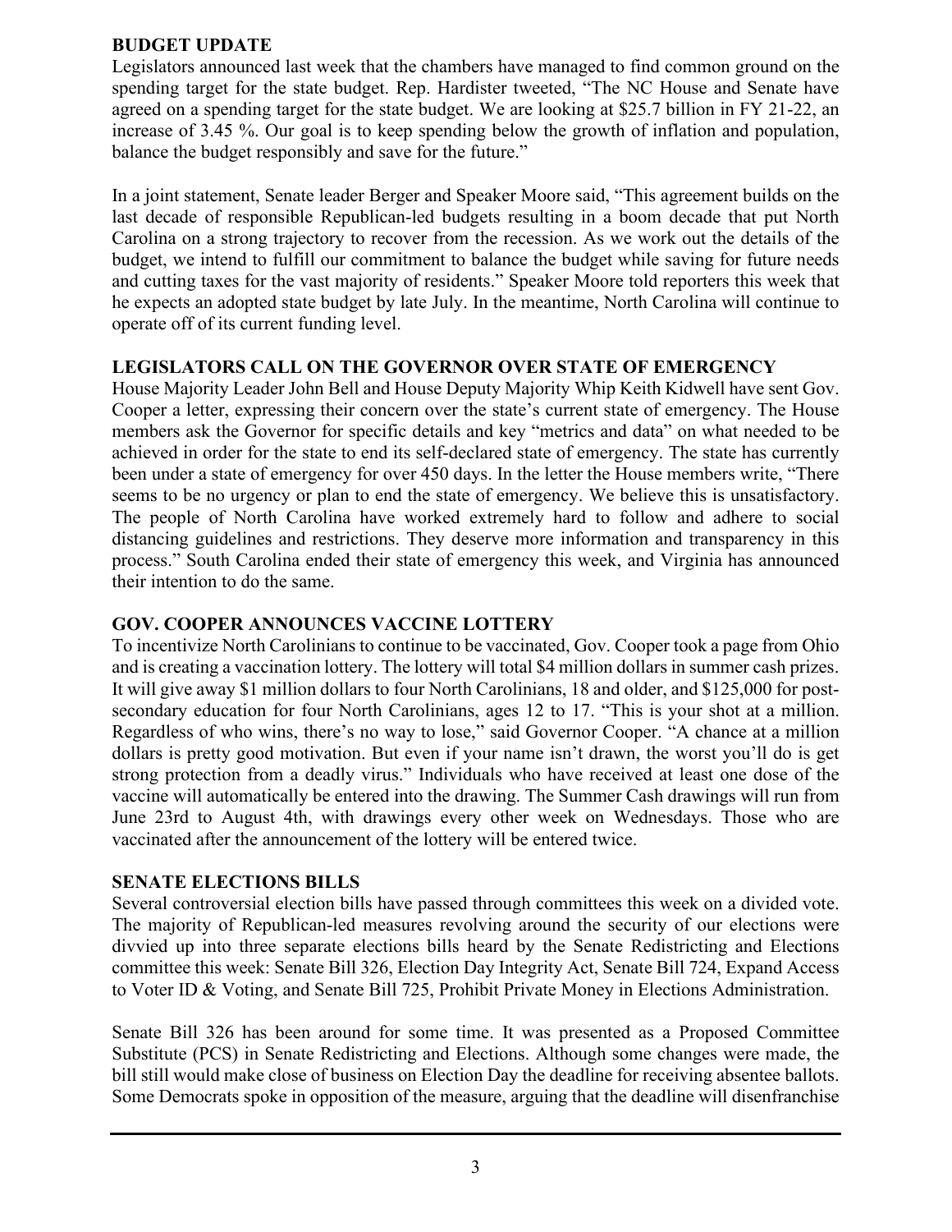## BUDGET UPDATE

Legislators announced last week that the chambers have managed to find common ground on the spending target for the state budget. Rep. Hardister tweeted, "The NC House and Senate have agreed on a spending target for the state budget. We are looking at $25.7 billion in FY 21-22, an increase of 3.45 %. Our goal is to keep spending below the growth of inflation and population, balance the budget responsibly and save for the future."

In a joint statement, Senate leader Berger and Speaker Moore said, "This agreement builds on the last decade of responsible Republican-led budgets resulting in a boom decade that put North Carolina on a strong trajectory to recover from the recession. As we work out the details of the budget, we intend to fulfill our commitment to balance the budget while saving for future needs and cutting taxes for the vast majority of residents." Speaker Moore told reporters this week that he expects an adopted state budget by late July. In the meantime, North Carolina will continue to operate off of its current funding level.

## LEGISLATORS CALL ON THE GOVERNOR OVER STATE OF EMERGENCY

House Majority Leader John Bell and House Deputy Majority Whip Keith Kidwell have sent Gov. Cooper a letter, expressing their concern over the state's current state of emergency. The House members ask the Governor for specific details and key "metrics and data" on what needed to be achieved in order for the state to end its self-declared state of emergency. The state has currently been under a state of emergency for over 450 days. In the letter the House members write, "There seems to be no urgency or plan to end the state of emergency. We believe this is unsatisfactory. The people of North Carolina have worked extremely hard to follow and adhere to social distancing guidelines and restrictions. They deserve more information and transparency in this process." South Carolina ended their state of emergency this week, and Virginia has announced their intention to do the same.

## GOV. COOPER ANNOUNCES VACCINE LOTTERY

To incentivize North Carolinians to continue to be vaccinated, Gov. Cooper took a page from Ohio and is creating a vaccination lottery. The lottery will total $4 million dollars in summer cash prizes. It will give away $1 million dollars to four North Carolinians, 18 and older, and $125,000 for post-secondary education for four North Carolinians, ages 12 to 17. "This is your shot at a million. Regardless of who wins, there's no way to lose," said Governor Cooper. "A chance at a million dollars is pretty good motivation. But even if your name isn't drawn, the worst you'll do is get strong protection from a deadly virus." Individuals who have received at least one dose of the vaccine will automatically be entered into the drawing. The Summer Cash drawings will run from June 23rd to August 4th, with drawings every other week on Wednesdays. Those who are vaccinated after the announcement of the lottery will be entered twice.

## SENATE ELECTIONS BILLS

Several controversial election bills have passed through committees this week on a divided vote. The majority of Republican-led measures revolving around the security of our elections were divvied up into three separate elections bills heard by the Senate Redistricting and Elections committee this week: Senate Bill 326, Election Day Integrity Act, Senate Bill 724, Expand Access to Voter ID & Voting, and Senate Bill 725, Prohibit Private Money in Elections Administration.

Senate Bill 326 has been around for some time. It was presented as a Proposed Committee Substitute (PCS) in Senate Redistricting and Elections. Although some changes were made, the bill still would make close of business on Election Day the deadline for receiving absentee ballots. Some Democrats spoke in opposition of the measure, arguing that the deadline will disenfranchise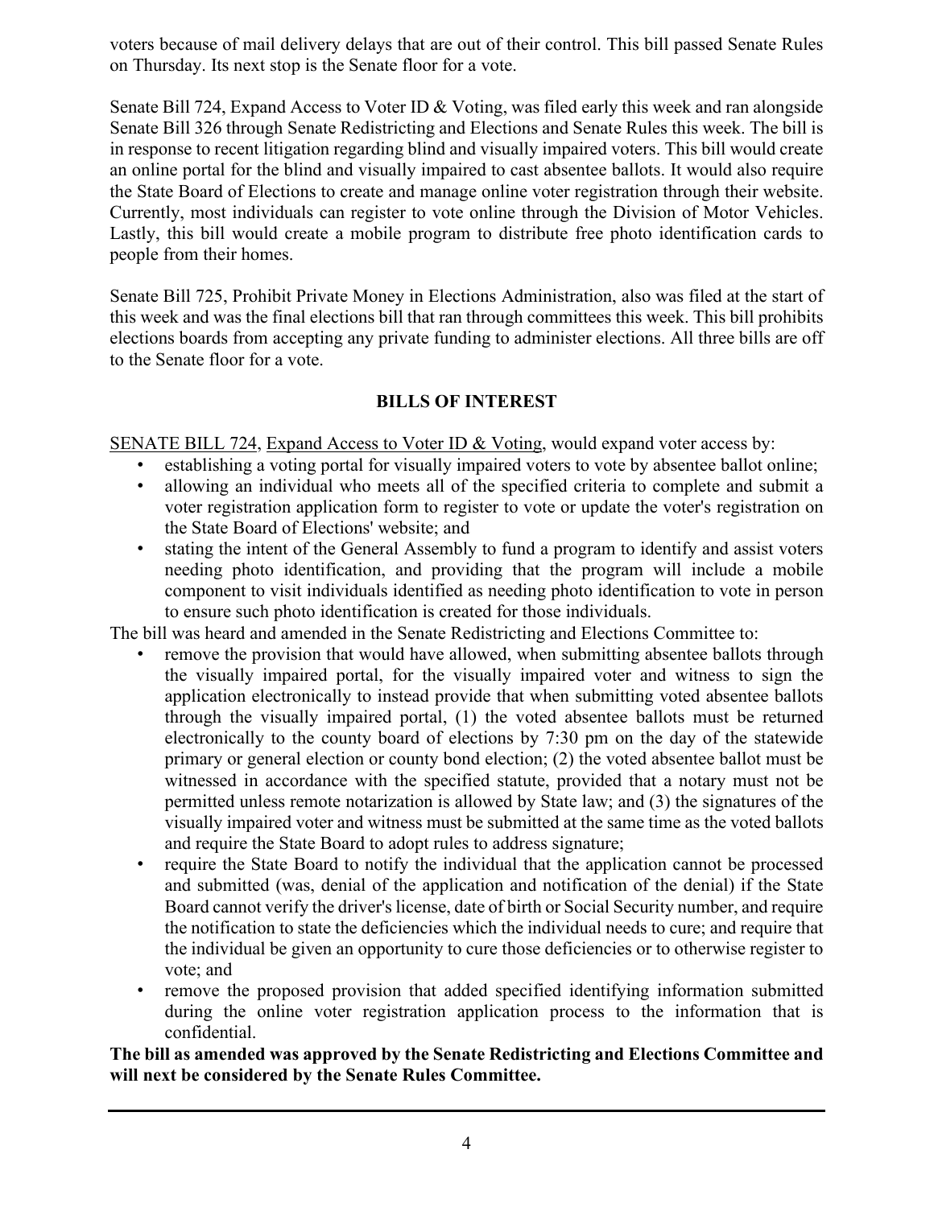voters because of mail delivery delays that are out of their control. This bill passed Senate Rules on Thursday. Its next stop is the Senate floor for a vote.

Senate Bill 724, Expand Access to Voter ID & Voting, was filed early this week and ran alongside Senate Bill 326 through Senate Redistricting and Elections and Senate Rules this week. The bill is in response to recent litigation regarding blind and visually impaired voters. This bill would create an online portal for the blind and visually impaired to cast absentee ballots. It would also require the State Board of Elections to create and manage online voter registration through their website. Currently, most individuals can register to vote online through the Division of Motor Vehicles. Lastly, this bill would create a mobile program to distribute free photo identification cards to people from their homes.

Senate Bill 725, Prohibit Private Money in Elections Administration, also was filed at the start of this week and was the final elections bill that ran through committees this week. This bill prohibits elections boards from accepting any private funding to administer elections. All three bills are off to the Senate floor for a vote.

## BILLS OF INTEREST

SENATE BILL 724, Expand Access to Voter ID & Voting, would expand voter access by:

- establishing a voting portal for visually impaired voters to vote by absentee ballot online;
- allowing an individual who meets all of the specified criteria to complete and submit a voter registration application form to register to vote or update the voter's registration on the State Board of Elections' website; and
- stating the intent of the General Assembly to fund a program to identify and assist voters needing photo identification, and providing that the program will include a mobile component to visit individuals identified as needing photo identification to vote in person to ensure such photo identification is created for those individuals.

The bill was heard and amended in the Senate Redistricting and Elections Committee to:

- remove the provision that would have allowed, when submitting absentee ballots through the visually impaired portal, for the visually impaired voter and witness to sign the application electronically to instead provide that when submitting voted absentee ballots through the visually impaired portal, (1) the voted absentee ballots must be returned electronically to the county board of elections by 7:30 pm on the day of the statewide primary or general election or county bond election; (2) the voted absentee ballot must be witnessed in accordance with the specified statute, provided that a notary must not be permitted unless remote notarization is allowed by State law; and (3) the signatures of the visually impaired voter and witness must be submitted at the same time as the voted ballots and require the State Board to adopt rules to address signature;
- require the State Board to notify the individual that the application cannot be processed and submitted (was, denial of the application and notification of the denial) if the State Board cannot verify the driver's license, date of birth or Social Security number, and require the notification to state the deficiencies which the individual needs to cure; and require that the individual be given an opportunity to cure those deficiencies or to otherwise register to vote; and
- remove the proposed provision that added specified identifying information submitted during the online voter registration application process to the information that is confidential.

**The bill as amended was approved by the Senate Redistricting and Elections Committee and will next be considered by the Senate Rules Committee.**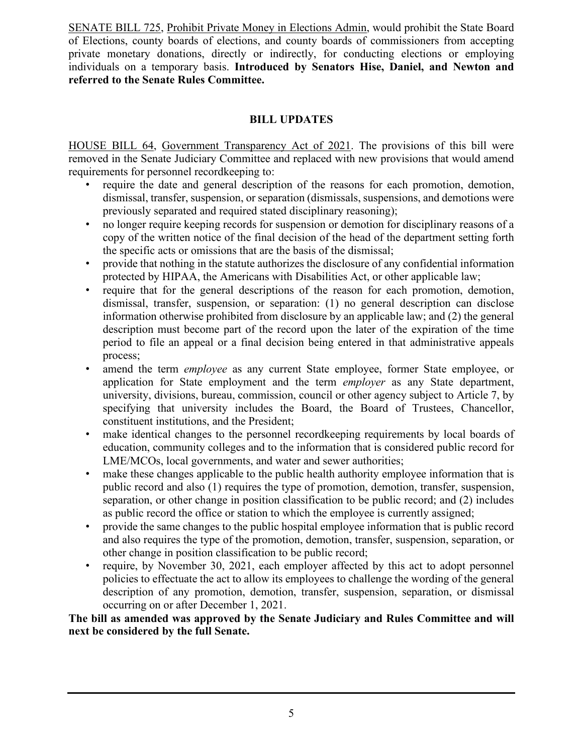SENATE BILL 725, Prohibit Private Money in Elections Admin, would prohibit the State Board of Elections, county boards of elections, and county boards of commissioners from accepting private monetary donations, directly or indirectly, for conducting elections or employing individuals on a temporary basis. **Introduced by Senators Hise, Daniel, and Newton and referred to the Senate Rules Committee.**

## BILL UPDATES

HOUSE BILL 64, Government Transparency Act of 2021. The provisions of this bill were removed in the Senate Judiciary Committee and replaced with new provisions that would amend requirements for personnel recordkeeping to:

- require the date and general description of the reasons for each promotion, demotion, dismissal, transfer, suspension, or separation (dismissals, suspensions, and demotions were previously separated and required stated disciplinary reasoning);
- no longer require keeping records for suspension or demotion for disciplinary reasons of a copy of the written notice of the final decision of the head of the department setting forth the specific acts or omissions that are the basis of the dismissal;
- provide that nothing in the statute authorizes the disclosure of any confidential information protected by HIPAA, the Americans with Disabilities Act, or other applicable law;
- require that for the general descriptions of the reason for each promotion, demotion, dismissal, transfer, suspension, or separation: (1) no general description can disclose information otherwise prohibited from disclosure by an applicable law; and (2) the general description must become part of the record upon the later of the expiration of the time period to file an appeal or a final decision being entered in that administrative appeals process;
- amend the term *employee* as any current State employee, former State employee, or application for State employment and the term *employer* as any State department, university, divisions, bureau, commission, council or other agency subject to Article 7, by specifying that university includes the Board, the Board of Trustees, Chancellor, constituent institutions, and the President;
- make identical changes to the personnel recordkeeping requirements by local boards of education, community colleges and to the information that is considered public record for LME/MCOs, local governments, and water and sewer authorities;
- make these changes applicable to the public health authority employee information that is public record and also (1) requires the type of promotion, demotion, transfer, suspension, separation, or other change in position classification to be public record; and (2) includes as public record the office or station to which the employee is currently assigned;
- provide the same changes to the public hospital employee information that is public record and also requires the type of the promotion, demotion, transfer, suspension, separation, or other change in position classification to be public record;
- require, by November 30, 2021, each employer affected by this act to adopt personnel policies to effectuate the act to allow its employees to challenge the wording of the general description of any promotion, demotion, transfer, suspension, separation, or dismissal occurring on or after December 1, 2021.

**The bill as amended was approved by the Senate Judiciary and Rules Committee and will next be considered by the full Senate.**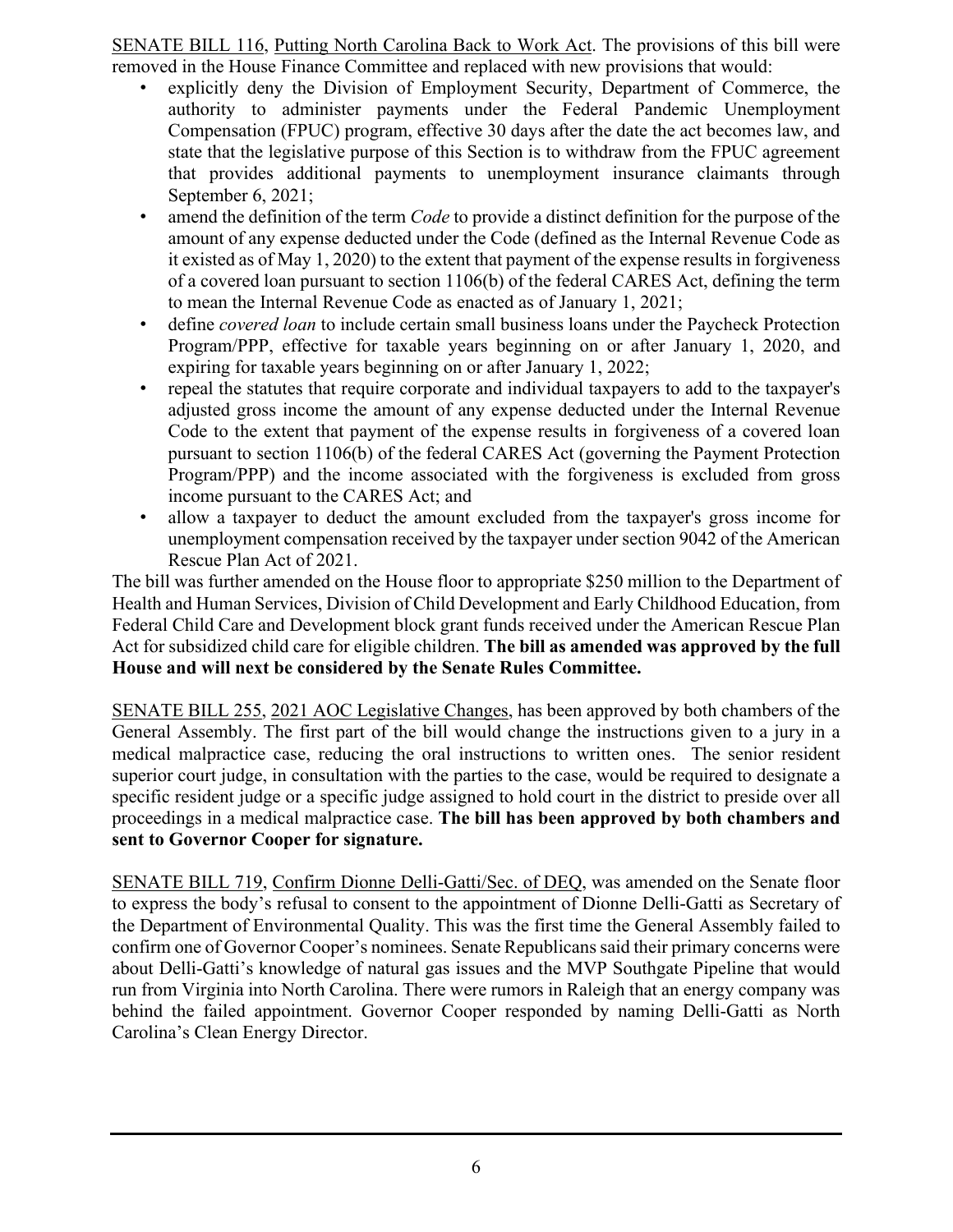SENATE BILL 116, Putting North Carolina Back to Work Act. The provisions of this bill were removed in the House Finance Committee and replaced with new provisions that would:

- explicitly deny the Division of Employment Security, Department of Commerce, the authority to administer payments under the Federal Pandemic Unemployment Compensation (FPUC) program, effective 30 days after the date the act becomes law, and state that the legislative purpose of this Section is to withdraw from the FPUC agreement that provides additional payments to unemployment insurance claimants through September 6, 2021;
- amend the definition of the term *Code* to provide a distinct definition for the purpose of the amount of any expense deducted under the Code (defined as the Internal Revenue Code as it existed as of May 1, 2020) to the extent that payment of the expense results in forgiveness of a covered loan pursuant to section 1106(b) of the federal CARES Act, defining the term to mean the Internal Revenue Code as enacted as of January 1, 2021;
- define *covered loan* to include certain small business loans under the Paycheck Protection Program/PPP, effective for taxable years beginning on or after January 1, 2020, and expiring for taxable years beginning on or after January 1, 2022;
- repeal the statutes that require corporate and individual taxpayers to add to the taxpayer's adjusted gross income the amount of any expense deducted under the Internal Revenue Code to the extent that payment of the expense results in forgiveness of a covered loan pursuant to section 1106(b) of the federal CARES Act (governing the Payment Protection Program/PPP) and the income associated with the forgiveness is excluded from gross income pursuant to the CARES Act; and
- allow a taxpayer to deduct the amount excluded from the taxpayer's gross income for unemployment compensation received by the taxpayer under section 9042 of the American Rescue Plan Act of 2021.

The bill was further amended on the House floor to appropriate $250 million to the Department of Health and Human Services, Division of Child Development and Early Childhood Education, from Federal Child Care and Development block grant funds received under the American Rescue Plan Act for subsidized child care for eligible children. **The bill as amended was approved by the full House and will next be considered by the Senate Rules Committee.**

SENATE BILL 255, 2021 AOC Legislative Changes, has been approved by both chambers of the General Assembly. The first part of the bill would change the instructions given to a jury in a medical malpractice case, reducing the oral instructions to written ones. The senior resident superior court judge, in consultation with the parties to the case, would be required to designate a specific resident judge or a specific judge assigned to hold court in the district to preside over all proceedings in a medical malpractice case. **The bill has been approved by both chambers and sent to Governor Cooper for signature.**

SENATE BILL 719, Confirm Dionne Delli-Gatti/Sec. of DEQ, was amended on the Senate floor to express the body's refusal to consent to the appointment of Dionne Delli-Gatti as Secretary of the Department of Environmental Quality. This was the first time the General Assembly failed to confirm one of Governor Cooper's nominees. Senate Republicans said their primary concerns were about Delli-Gatti's knowledge of natural gas issues and the MVP Southgate Pipeline that would run from Virginia into North Carolina. There were rumors in Raleigh that an energy company was behind the failed appointment. Governor Cooper responded by naming Delli-Gatti as North Carolina's Clean Energy Director.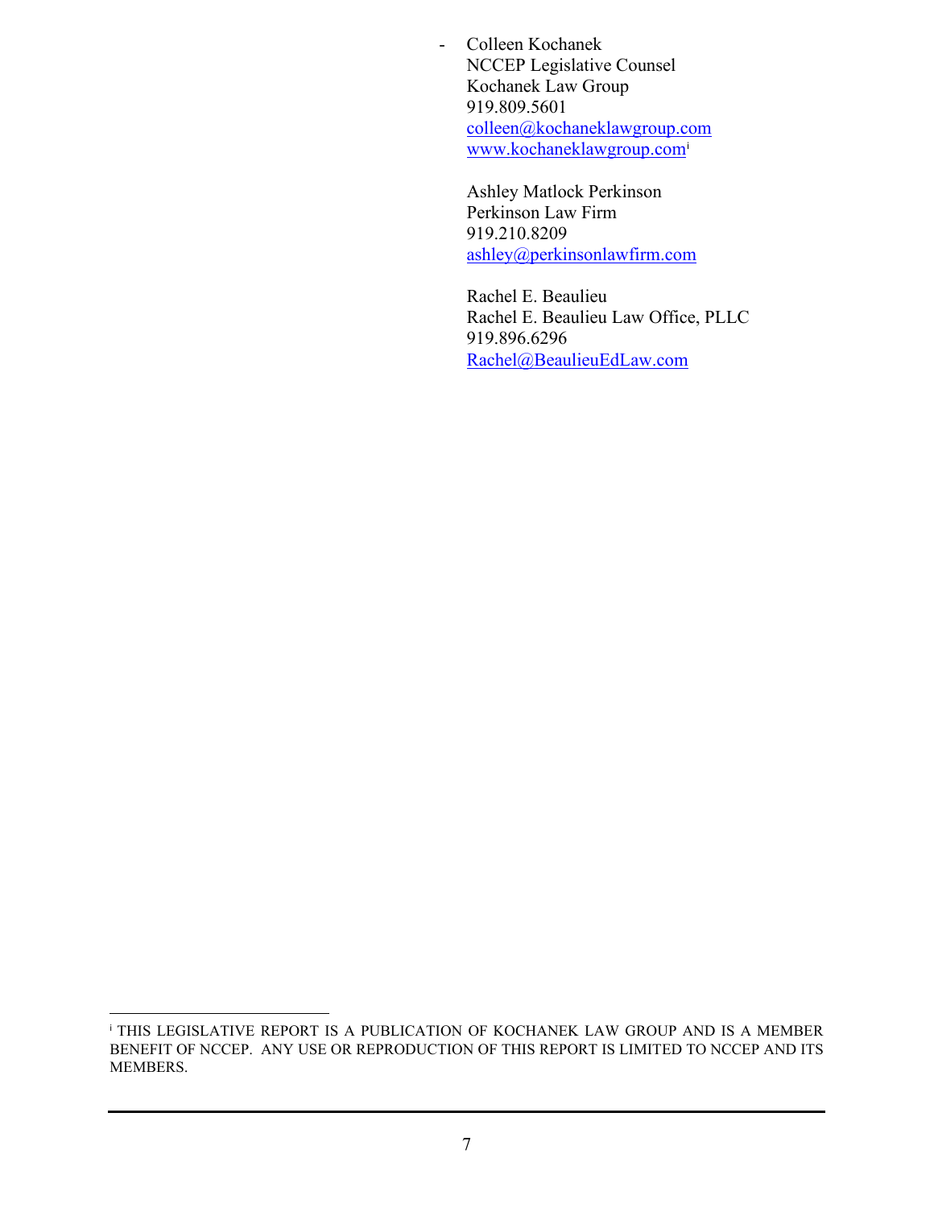- Colleen Kochanek
  NCCEP Legislative Counsel
  Kochanek Law Group
  919.809.5601
  colleen@kochaneklawgroup.com
  www.kochaneklawgroup.com[i]

  Ashley Matlock Perkinson
  Perkinson Law Firm
  919.210.8209
  ashley@perkinsonlawfirm.com

  Rachel E. Beaulieu
  Rachel E. Beaulieu Law Office, PLLC
  919.896.6296
  Rachel@BeaulieuEdLaw.com

---

[i] THIS LEGISLATIVE REPORT IS A PUBLICATION OF KOCHANEK LAW GROUP AND IS A MEMBER BENEFIT OF NCCEP. ANY USE OR REPRODUCTION OF THIS REPORT IS LIMITED TO NCCEP AND ITS MEMBERS.